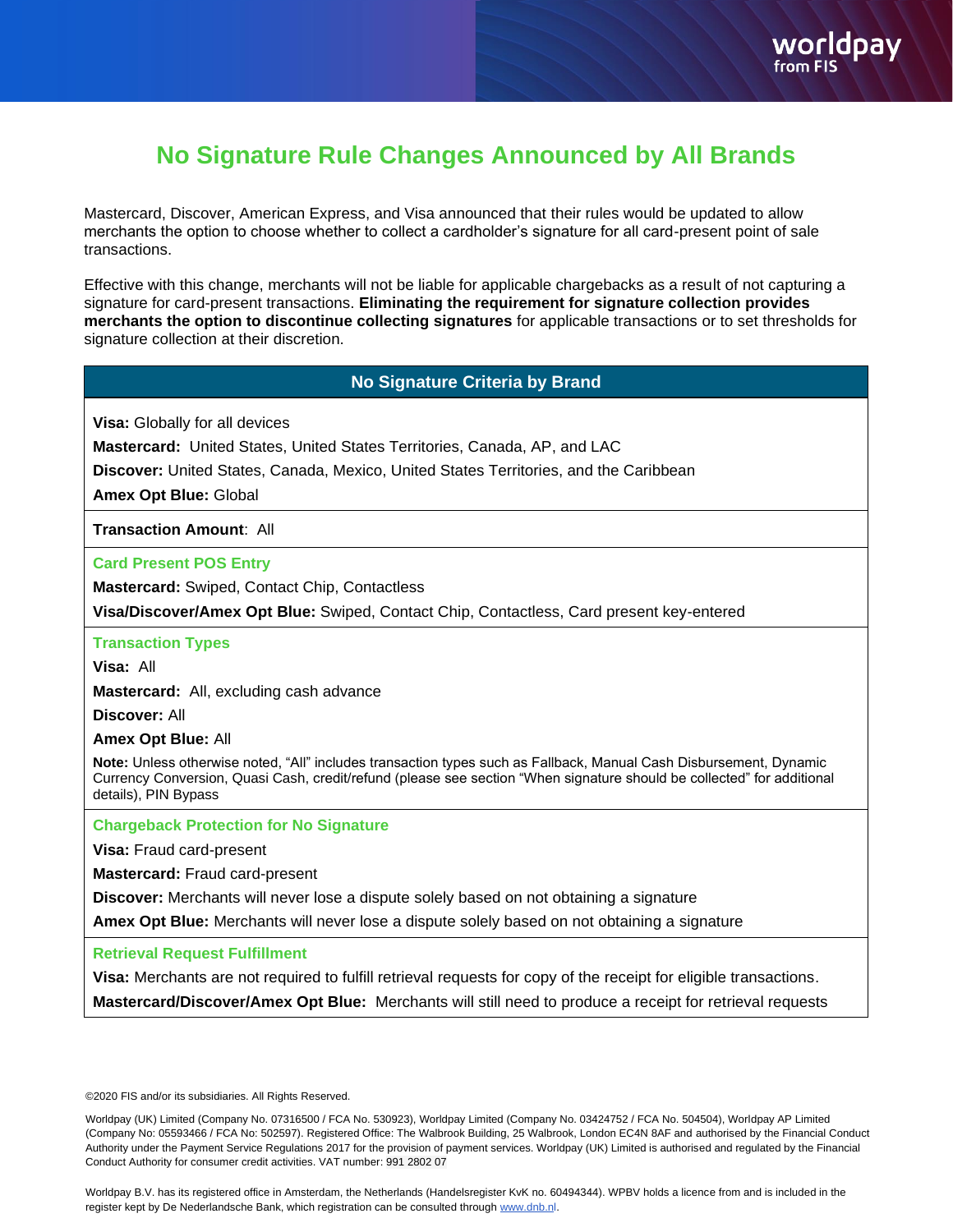# No Signature Rule Changes Announced by All Brands

Mastercard, Discover, American Express, and Visa announced that their rules would be updated to allow merchants the option to choose whether to collect a cardholder's signature for all card-present point of sale transactions.

Effective with this change, merchants will not be liable for applicable chargebacks as a result of not capturing a signature for card-present transactions. **Eliminating the requirement for signature collection provides merchants the option to discontinue collecting signatures** for applicable transactions or to set thresholds for signature collection at their discretion.

## No Signature Criteria by Brand

**Visa:** Globally for all devices

**Mastercard:** United States, United States Territories, Canada, AP, and LAC

**Discover:** United States, Canada, Mexico, United States Territories, and the Caribbean

**Amex Opt Blue:** Global

**Transaction Amount**: All

### Card Present POS Entry

**Mastercard:** Swiped, Contact Chip, Contactless

**Visa/Discover/Amex Opt Blue:** Swiped, Contact Chip, Contactless, Card present key-entered

### Transaction Types

**Visa:** All

**Mastercard:** All, excluding cash advance

**Discover:** All

**Amex Opt Blue:** All

**Note:** Unless otherwise noted, "All" includes transaction types such as Fallback, Manual Cash Disbursement, Dynamic Currency Conversion, Quasi Cash, credit/refund (please see section "When signature should be collected" for additional details), PIN Bypass

### Chargeback Protection for No Signature

**Visa:** Fraud card-present

**Mastercard:** Fraud card-present

**Discover:** Merchants will never lose a dispute solely based on not obtaining a signature

**Amex Opt Blue:** Merchants will never lose a dispute solely based on not obtaining a signature

### Retrieval Request Fulfillment

**Visa:** Merchants are not required to fulfill retrieval requests for copy of the receipt for eligible transactions.

**Mastercard/Discover/Amex Opt Blue:** Merchants will still need to produce a receipt for retrieval requests

©2020 FIS and/or its subsidiaries. All Rights Reserved.

Worldpay (UK) Limited (Company No. 07316500 / FCA No. 530923), Worldpay Limited (Company No. 03424752 / FCA No. 504504), Worldpay AP Limited (Company No: 05593466 / FCA No: 502597). Registered Office: The Walbrook Building, 25 Walbrook, London EC4N 8AF and authorised by the Financial Conduct Authority under the Payment Service Regulations 2017 for the provision of payment services. Worldpay (UK) Limited is authorised and regulated by the Financial Conduct Authority for consumer credit activities. VAT number: 991 2802 07

Worldpay B.V. has its registered office in Amsterdam, the Netherlands (Handelsregister KvK no. 60494344). WPBV holds a licence from and is included in the register kept by De Nederlandsche Bank, which registration can be consulted through www.dnb.nl.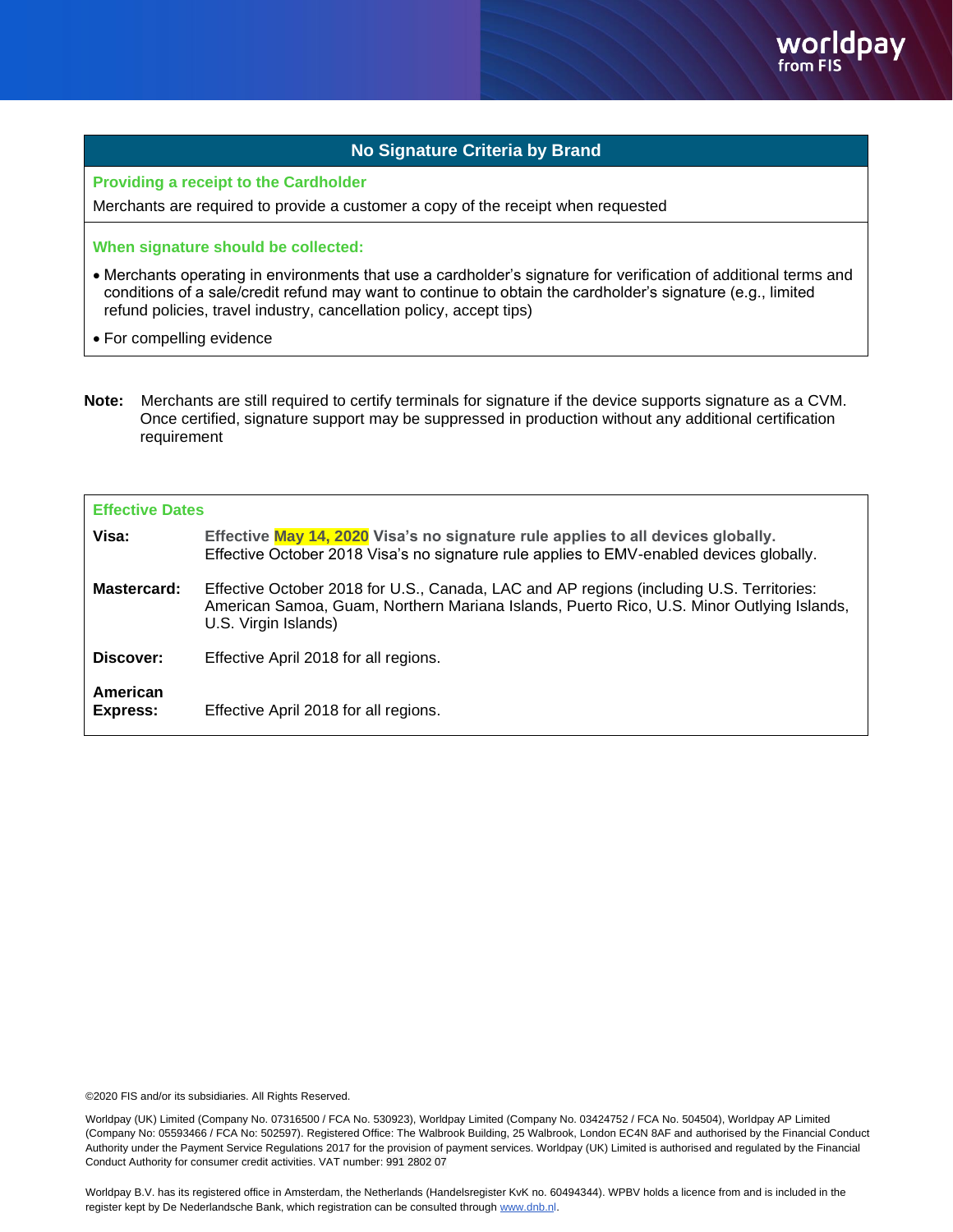## No Signature Criteria by Brand

**Providing a receipt to the Cardholder**

Merchants are required to provide a customer a copy of the receipt when requested

**When signature should be collected:**

- Merchants operating in environments that use a cardholder's signature for verification of additional terms and conditions of a sale/credit refund may want to continue to obtain the cardholder's signature (e.g., limited refund policies, travel industry, cancellation policy, accept tips)
- For compelling evidence

**Note:** Merchants are still required to certify terminals for signature if the device supports signature as a CVM. Once certified, signature support may be suppressed in production without any additional certification requirement

**Effective Dates**

| | |
|---|---|
| **Visa:** | **Effective May 14, 2020 Visa's no signature rule applies to all devices globally.** Effective October 2018 Visa's no signature rule applies to EMV-enabled devices globally. |
| **Mastercard:** | Effective October 2018 for U.S., Canada, LAC and AP regions (including U.S. Territories: American Samoa, Guam, Northern Mariana Islands, Puerto Rico, U.S. Minor Outlying Islands, U.S. Virgin Islands) |
| **Discover:** | Effective April 2018 for all regions. |
| **American Express:** | Effective April 2018 for all regions. |

©2020 FIS and/or its subsidiaries. All Rights Reserved.

Worldpay (UK) Limited (Company No. 07316500 / FCA No. 530923), Worldpay Limited (Company No. 03424752 / FCA No. 504504), Worldpay AP Limited (Company No: 05593466 / FCA No: 502597). Registered Office: The Walbrook Building, 25 Walbrook, London EC4N 8AF and authorised by the Financial Conduct Authority under the Payment Service Regulations 2017 for the provision of payment services. Worldpay (UK) Limited is authorised and regulated by the Financial Conduct Authority for consumer credit activities. VAT number: 991 2802 07

Worldpay B.V. has its registered office in Amsterdam, the Netherlands (Handelsregister KvK no. 60494344). WPBV holds a licence from and is included in the register kept by De Nederlandsche Bank, which registration can be consulted through www.dnb.nl.